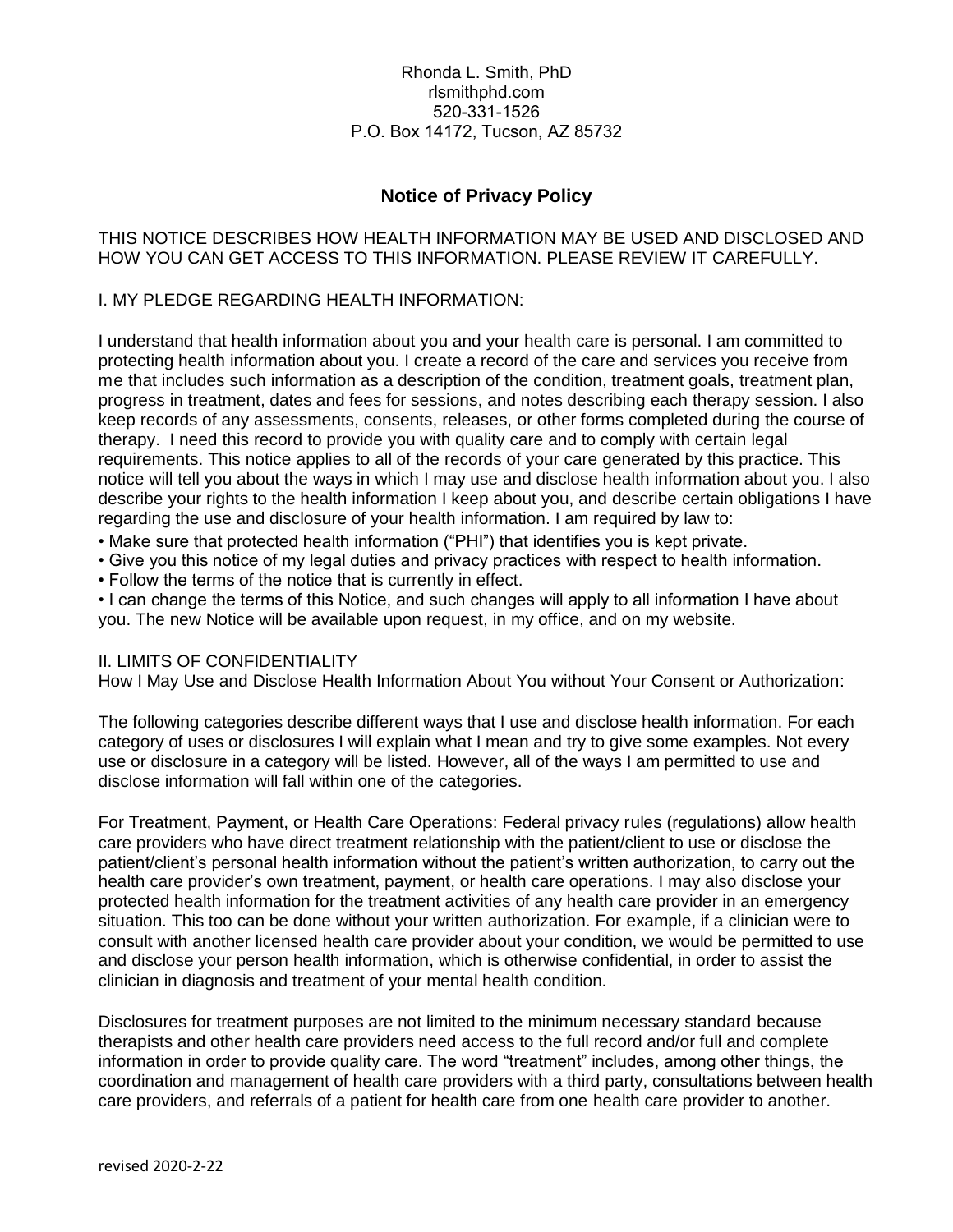Rhonda L. Smith, PhD
rlsmithphd.com
520-331-1526
P.O. Box 14172, Tucson, AZ 85732

# Notice of Privacy Policy

THIS NOTICE DESCRIBES HOW HEALTH INFORMATION MAY BE USED AND DISCLOSED AND HOW YOU CAN GET ACCESS TO THIS INFORMATION. PLEASE REVIEW IT CAREFULLY.

## I. MY PLEDGE REGARDING HEALTH INFORMATION:

I understand that health information about you and your health care is personal. I am committed to protecting health information about you. I create a record of the care and services you receive from me that includes such information as a description of the condition, treatment goals, treatment plan, progress in treatment, dates and fees for sessions, and notes describing each therapy session. I also keep records of any assessments, consents, releases, or other forms completed during the course of therapy. I need this record to provide you with quality care and to comply with certain legal requirements. This notice applies to all of the records of your care generated by this practice. This notice will tell you about the ways in which I may use and disclose health information about you. I also describe your rights to the health information I keep about you, and describe certain obligations I have regarding the use and disclosure of your health information. I am required by law to:

- Make sure that protected health information ("PHI") that identifies you is kept private.
- Give you this notice of my legal duties and privacy practices with respect to health information.
- Follow the terms of the notice that is currently in effect.
- I can change the terms of this Notice, and such changes will apply to all information I have about you. The new Notice will be available upon request, in my office, and on my website.

## II. LIMITS OF CONFIDENTIALITY

How I May Use and Disclose Health Information About You without Your Consent or Authorization:

The following categories describe different ways that I use and disclose health information. For each category of uses or disclosures I will explain what I mean and try to give some examples. Not every use or disclosure in a category will be listed. However, all of the ways I am permitted to use and disclose information will fall within one of the categories.

For Treatment, Payment, or Health Care Operations: Federal privacy rules (regulations) allow health care providers who have direct treatment relationship with the patient/client to use or disclose the patient/client's personal health information without the patient's written authorization, to carry out the health care provider's own treatment, payment, or health care operations. I may also disclose your protected health information for the treatment activities of any health care provider in an emergency situation. This too can be done without your written authorization. For example, if a clinician were to consult with another licensed health care provider about your condition, we would be permitted to use and disclose your person health information, which is otherwise confidential, in order to assist the clinician in diagnosis and treatment of your mental health condition.

Disclosures for treatment purposes are not limited to the minimum necessary standard because therapists and other health care providers need access to the full record and/or full and complete information in order to provide quality care. The word "treatment" includes, among other things, the coordination and management of health care providers with a third party, consultations between health care providers, and referrals of a patient for health care from one health care provider to another.

revised 2020-2-22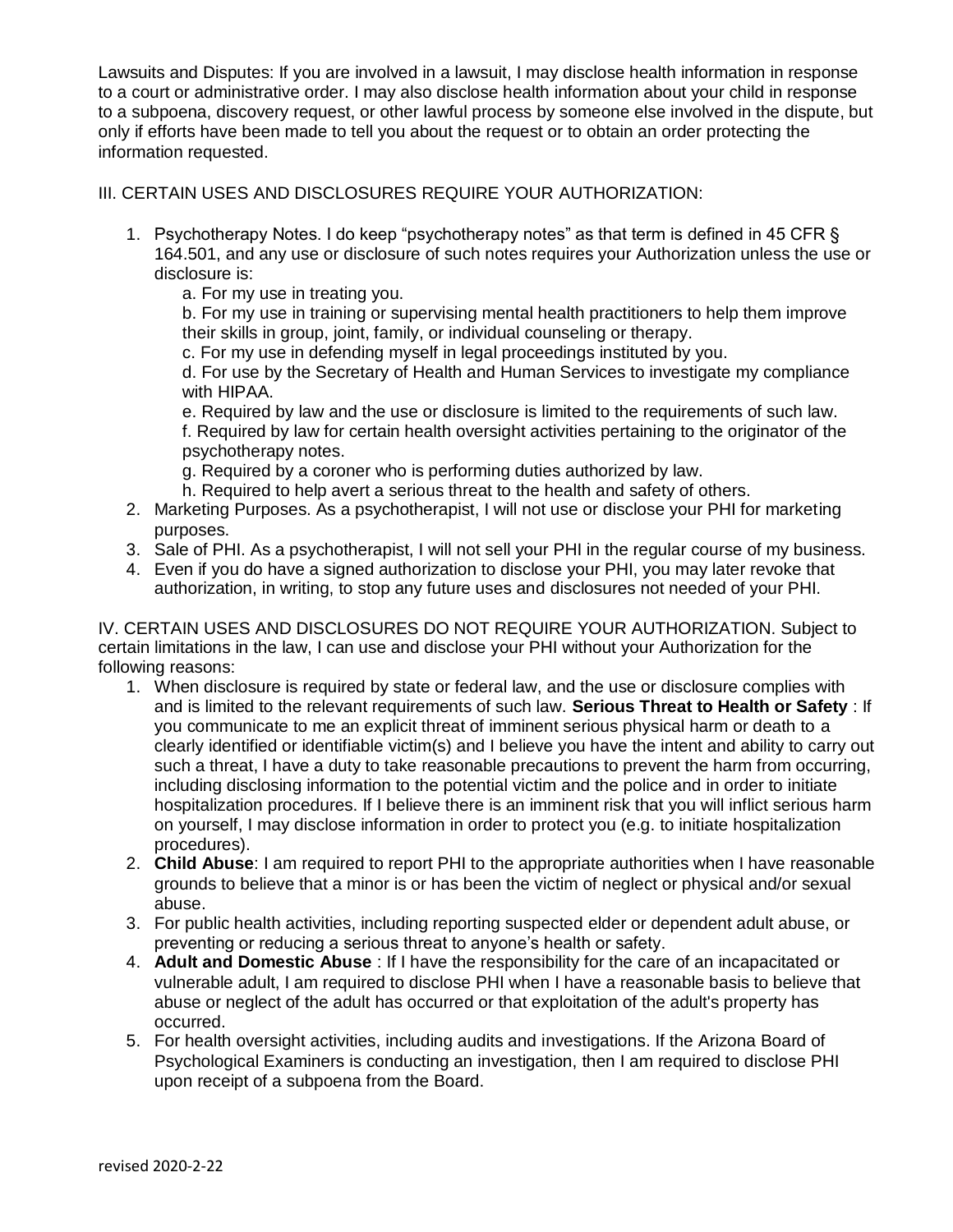Lawsuits and Disputes: If you are involved in a lawsuit, I may disclose health information in response to a court or administrative order. I may also disclose health information about your child in response to a subpoena, discovery request, or other lawful process by someone else involved in the dispute, but only if efforts have been made to tell you about the request or to obtain an order protecting the information requested.

III. CERTAIN USES AND DISCLOSURES REQUIRE YOUR AUTHORIZATION:

1. Psychotherapy Notes. I do keep "psychotherapy notes" as that term is defined in 45 CFR § 164.501, and any use or disclosure of such notes requires your Authorization unless the use or disclosure is:
   a. For my use in treating you.
   b. For my use in training or supervising mental health practitioners to help them improve their skills in group, joint, family, or individual counseling or therapy.
   c. For my use in defending myself in legal proceedings instituted by you.
   d. For use by the Secretary of Health and Human Services to investigate my compliance with HIPAA.
   e. Required by law and the use or disclosure is limited to the requirements of such law.
   f. Required by law for certain health oversight activities pertaining to the originator of the psychotherapy notes.
   g. Required by a coroner who is performing duties authorized by law.
   h. Required to help avert a serious threat to the health and safety of others.
2. Marketing Purposes. As a psychotherapist, I will not use or disclose your PHI for marketing purposes.
3. Sale of PHI. As a psychotherapist, I will not sell your PHI in the regular course of my business.
4. Even if you do have a signed authorization to disclose your PHI, you may later revoke that authorization, in writing, to stop any future uses and disclosures not needed of your PHI.

IV. CERTAIN USES AND DISCLOSURES DO NOT REQUIRE YOUR AUTHORIZATION. Subject to certain limitations in the law, I can use and disclose your PHI without your Authorization for the following reasons:

1. When disclosure is required by state or federal law, and the use or disclosure complies with and is limited to the relevant requirements of such law. **Serious Threat to Health or Safety** : If you communicate to me an explicit threat of imminent serious physical harm or death to a clearly identified or identifiable victim(s) and I believe you have the intent and ability to carry out such a threat, I have a duty to take reasonable precautions to prevent the harm from occurring, including disclosing information to the potential victim and the police and in order to initiate hospitalization procedures. If I believe there is an imminent risk that you will inflict serious harm on yourself, I may disclose information in order to protect you (e.g. to initiate hospitalization procedures).
2. **Child Abuse**: I am required to report PHI to the appropriate authorities when I have reasonable grounds to believe that a minor is or has been the victim of neglect or physical and/or sexual abuse.
3. For public health activities, including reporting suspected elder or dependent adult abuse, or preventing or reducing a serious threat to anyone's health or safety.
4. **Adult and Domestic Abuse** : If I have the responsibility for the care of an incapacitated or vulnerable adult, I am required to disclose PHI when I have a reasonable basis to believe that abuse or neglect of the adult has occurred or that exploitation of the adult's property has occurred.
5. For health oversight activities, including audits and investigations. If the Arizona Board of Psychological Examiners is conducting an investigation, then I am required to disclose PHI upon receipt of a subpoena from the Board.

revised 2020-2-22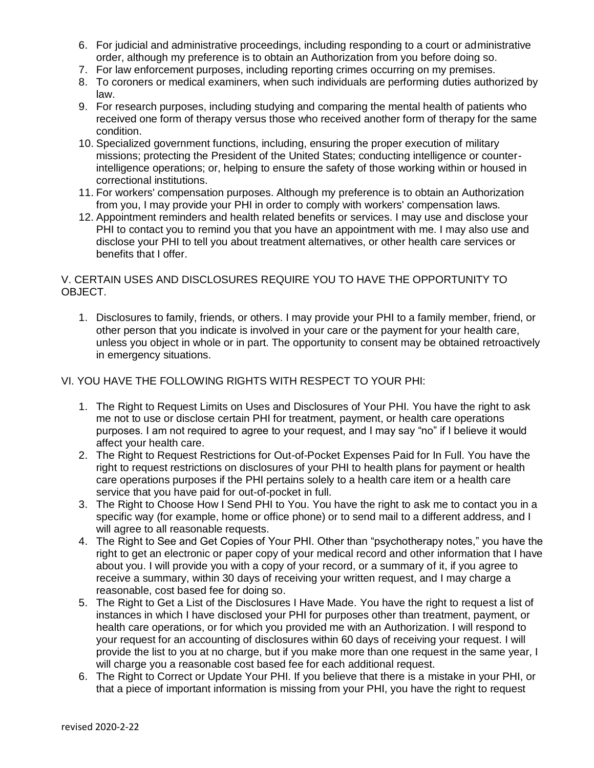6. For judicial and administrative proceedings, including responding to a court or administrative order, although my preference is to obtain an Authorization from you before doing so.
7. For law enforcement purposes, including reporting crimes occurring on my premises.
8. To coroners or medical examiners, when such individuals are performing duties authorized by law.
9. For research purposes, including studying and comparing the mental health of patients who received one form of therapy versus those who received another form of therapy for the same condition.
10. Specialized government functions, including, ensuring the proper execution of military missions; protecting the President of the United States; conducting intelligence or counter-intelligence operations; or, helping to ensure the safety of those working within or housed in correctional institutions.
11. For workers' compensation purposes. Although my preference is to obtain an Authorization from you, I may provide your PHI in order to comply with workers' compensation laws.
12. Appointment reminders and health related benefits or services. I may use and disclose your PHI to contact you to remind you that you have an appointment with me. I may also use and disclose your PHI to tell you about treatment alternatives, or other health care services or benefits that I offer.

## V. CERTAIN USES AND DISCLOSURES REQUIRE YOU TO HAVE THE OPPORTUNITY TO OBJECT.

1. Disclosures to family, friends, or others. I may provide your PHI to a family member, friend, or other person that you indicate is involved in your care or the payment for your health care, unless you object in whole or in part. The opportunity to consent may be obtained retroactively in emergency situations.

## VI. YOU HAVE THE FOLLOWING RIGHTS WITH RESPECT TO YOUR PHI:

1. The Right to Request Limits on Uses and Disclosures of Your PHI. You have the right to ask me not to use or disclose certain PHI for treatment, payment, or health care operations purposes. I am not required to agree to your request, and I may say "no" if I believe it would affect your health care.
2. The Right to Request Restrictions for Out-of-Pocket Expenses Paid for In Full. You have the right to request restrictions on disclosures of your PHI to health plans for payment or health care operations purposes if the PHI pertains solely to a health care item or a health care service that you have paid for out-of-pocket in full.
3. The Right to Choose How I Send PHI to You. You have the right to ask me to contact you in a specific way (for example, home or office phone) or to send mail to a different address, and I will agree to all reasonable requests.
4. The Right to See and Get Copies of Your PHI. Other than "psychotherapy notes," you have the right to get an electronic or paper copy of your medical record and other information that I have about you. I will provide you with a copy of your record, or a summary of it, if you agree to receive a summary, within 30 days of receiving your written request, and I may charge a reasonable, cost based fee for doing so.
5. The Right to Get a List of the Disclosures I Have Made. You have the right to request a list of instances in which I have disclosed your PHI for purposes other than treatment, payment, or health care operations, or for which you provided me with an Authorization. I will respond to your request for an accounting of disclosures within 60 days of receiving your request. I will provide the list to you at no charge, but if you make more than one request in the same year, I will charge you a reasonable cost based fee for each additional request.
6. The Right to Correct or Update Your PHI. If you believe that there is a mistake in your PHI, or that a piece of important information is missing from your PHI, you have the right to request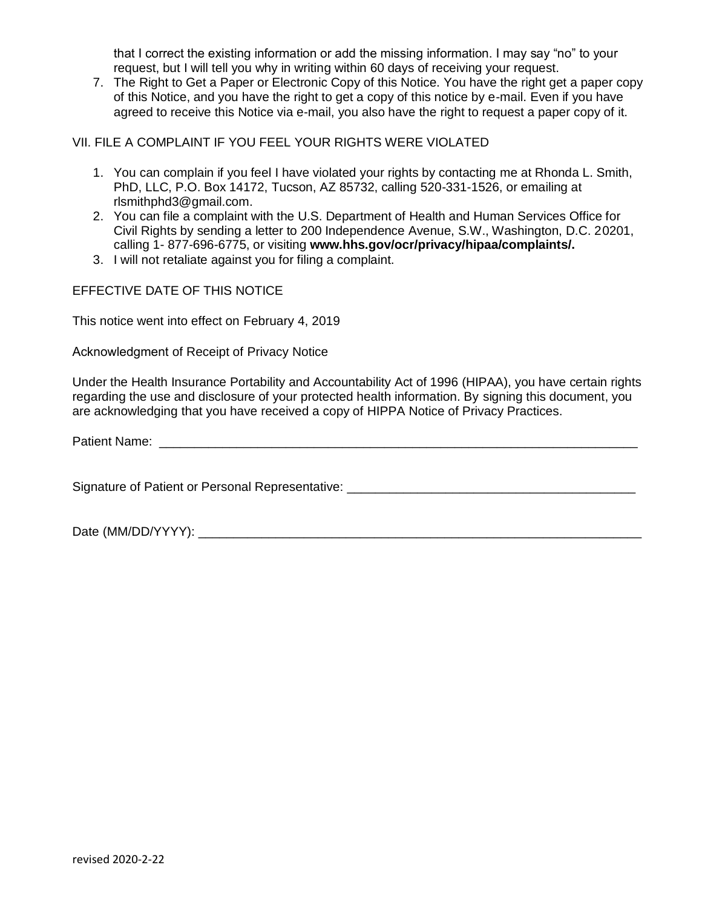that I correct the existing information or add the missing information. I may say "no" to your request, but I will tell you why in writing within 60 days of receiving your request.

7. The Right to Get a Paper or Electronic Copy of this Notice. You have the right get a paper copy of this Notice, and you have the right to get a copy of this notice by e-mail. Even if you have agreed to receive this Notice via e-mail, you also have the right to request a paper copy of it.

VII. FILE A COMPLAINT IF YOU FEEL YOUR RIGHTS WERE VIOLATED

1. You can complain if you feel I have violated your rights by contacting me at Rhonda L. Smith, PhD, LLC, P.O. Box 14172, Tucson, AZ 85732, calling 520-331-1526, or emailing at rlsmithphd3@gmail.com.
2. You can file a complaint with the U.S. Department of Health and Human Services Office for Civil Rights by sending a letter to 200 Independence Avenue, S.W., Washington, D.C. 20201, calling 1- 877-696-6775, or visiting **www.hhs.gov/ocr/privacy/hipaa/complaints/.**
3. I will not retaliate against you for filing a complaint.

EFFECTIVE DATE OF THIS NOTICE

This notice went into effect on February 4, 2019

Acknowledgment of Receipt of Privacy Notice

Under the Health Insurance Portability and Accountability Act of 1996 (HIPAA), you have certain rights regarding the use and disclosure of your protected health information. By signing this document, you are acknowledging that you have received a copy of HIPPA Notice of Privacy Practices.

Patient Name: ______________________________________________________________________

Signature of Patient or Personal Representative: ________________________________________

Date (MM/DD/YYYY): _______________________________________________________________

revised 2020-2-22